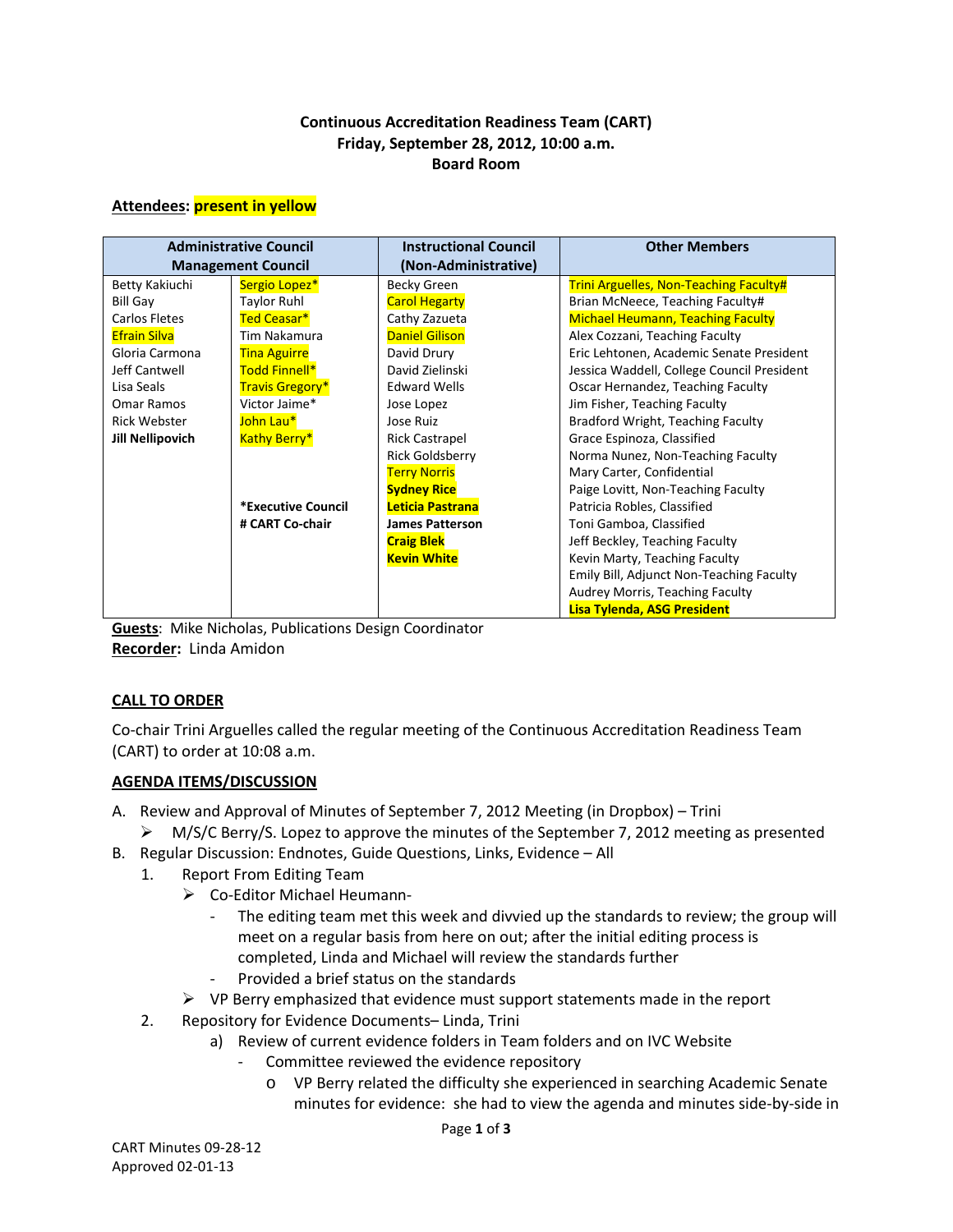**Continuous Accreditation Readiness Team (CART)**
**Friday, September 28, 2012, 10:00 a.m.**
**Board Room**

**Attendees: present in yellow**

| Administrative Council Management Council | | Instructional Council (Non-Administrative) | Other Members |
|---|---|---|---|
| Betty Kakiuchi | Sergio Lopez* | Becky Green | Trini Arguelles, Non-Teaching Faculty# |
| Bill Gay | Taylor Ruhl | Carol Hegarty | Brian McNeece, Teaching Faculty# |
| Carlos Fletes | Ted Ceasar* | Cathy Zazueta | Michael Heumann, Teaching Faculty |
| Efrain Silva | Tim Nakamura | Daniel Gilison | Alex Cozzani, Teaching Faculty |
| Gloria Carmona | Tina Aguirre | David Drury | Eric Lehtonen, Academic Senate President |
| Jeff Cantwell | Todd Finnell* | David Zielinski | Jessica Waddell, College Council President |
| Lisa Seals | Travis Gregory* | Edward Wells | Oscar Hernandez, Teaching Faculty |
| Omar Ramos | Victor Jaime* | Jose Lopez | Jim Fisher, Teaching Faculty |
| Rick Webster | John Lau* | Jose Ruiz | Bradford Wright, Teaching Faculty |
| **Jill Nellipovich** | Kathy Berry* | Rick Castrapel | Grace Espinoza, Classified |
| | | Rick Goldsberry | Norma Nunez, Non-Teaching Faculty |
| | | Terry Norris | Mary Carter, Confidential |
| | | **Sydney Rice** | Paige Lovitt, Non-Teaching Faculty |
| | **\*Executive Council** | **Leticia Pastrana** | Patricia Robles, Classified |
| | **# CART Co-chair** | **James Patterson** | Toni Gamboa, Classified |
| | | **Craig Blek** | Jeff Beckley, Teaching Faculty |
| | | **Kevin White** | Kevin Marty, Teaching Faculty |
| | | | Emily Bill, Adjunct Non-Teaching Faculty |
| | | | Audrey Morris, Teaching Faculty |
| | | | **Lisa Tylenda, ASG President** |

**Guests**: Mike Nicholas, Publications Design Coordinator
**Recorder:** Linda Amidon

## CALL TO ORDER

Co-chair Trini Arguelles called the regular meeting of the Continuous Accreditation Readiness Team (CART) to order at 10:08 a.m.

## AGENDA ITEMS/DISCUSSION

A. Review and Approval of Minutes of September 7, 2012 Meeting (in Dropbox) – Trini
   - M/S/C Berry/S. Lopez to approve the minutes of the September 7, 2012 meeting as presented

B. Regular Discussion: Endnotes, Guide Questions, Links, Evidence – All
   1. Report From Editing Team
      - Co-Editor Michael Heumann-
        - The editing team met this week and divvied up the standards to review; the group will meet on a regular basis from here on out; after the initial editing process is completed, Linda and Michael will review the standards further
        - Provided a brief status on the standards
      - VP Berry emphasized that evidence must support statements made in the report
   2. Repository for Evidence Documents– Linda, Trini
      a) Review of current evidence folders in Team folders and on IVC Website
         - Committee reviewed the evidence repository
           - VP Berry related the difficulty she experienced in searching Academic Senate minutes for evidence: she had to view the agenda and minutes side-by-side in

CART Minutes 09-28-12
Approved 02-01-13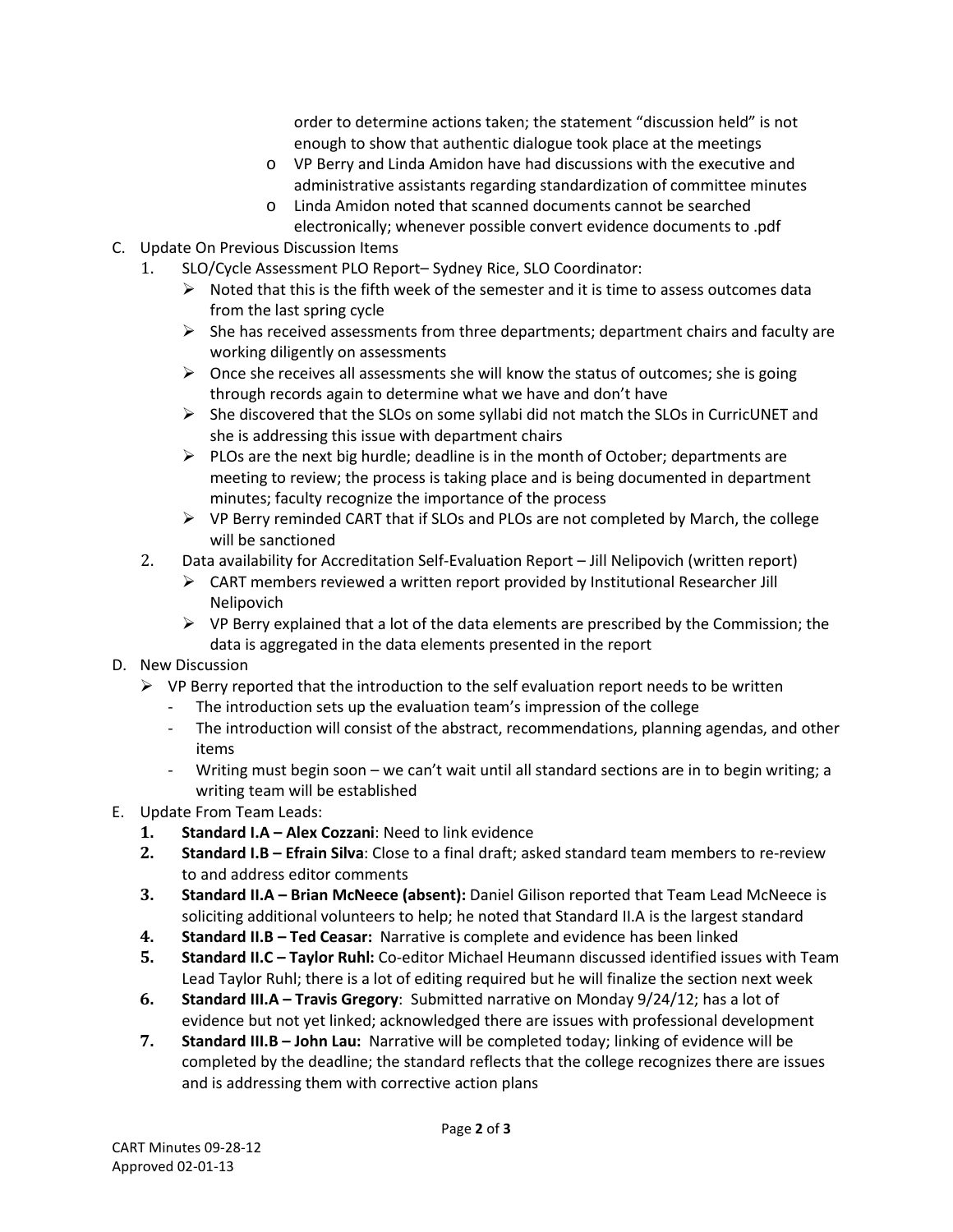order to determine actions taken; the statement "discussion held" is not enough to show that authentic dialogue took place at the meetings
   - VP Berry and Linda Amidon have had discussions with the executive and administrative assistants regarding standardization of committee minutes
   - Linda Amidon noted that scanned documents cannot be searched electronically; whenever possible convert evidence documents to .pdf

C. Update On Previous Discussion Items

1. SLO/Cycle Assessment PLO Report– Sydney Rice, SLO Coordinator:
   - Noted that this is the fifth week of the semester and it is time to assess outcomes data from the last spring cycle
   - She has received assessments from three departments; department chairs and faculty are working diligently on assessments
   - Once she receives all assessments she will know the status of outcomes; she is going through records again to determine what we have and don't have
   - She discovered that the SLOs on some syllabi did not match the SLOs in CurricUNET and she is addressing this issue with department chairs
   - PLOs are the next big hurdle; deadline is in the month of October; departments are meeting to review; the process is taking place and is being documented in department minutes; faculty recognize the importance of the process
   - VP Berry reminded CART that if SLOs and PLOs are not completed by March, the college will be sanctioned
2. Data availability for Accreditation Self-Evaluation Report – Jill Nelipovich (written report)
   - CART members reviewed a written report provided by Institutional Researcher Jill Nelipovich
   - VP Berry explained that a lot of the data elements are prescribed by the Commission; the data is aggregated in the data elements presented in the report

D. New Discussion

- VP Berry reported that the introduction to the self evaluation report needs to be written
  - The introduction sets up the evaluation team's impression of the college
  - The introduction will consist of the abstract, recommendations, planning agendas, and other items
  - Writing must begin soon – we can't wait until all standard sections are in to begin writing; a writing team will be established

E. Update From Team Leads:

1. **Standard I.A – Alex Cozzani**: Need to link evidence
2. **Standard I.B – Efrain Silva**: Close to a final draft; asked standard team members to re-review to and address editor comments
3. **Standard II.A – Brian McNeece (absent):** Daniel Gilison reported that Team Lead McNeece is soliciting additional volunteers to help; he noted that Standard II.A is the largest standard
4. **Standard II.B – Ted Ceasar:** Narrative is complete and evidence has been linked
5. **Standard II.C – Taylor Ruhl:** Co-editor Michael Heumann discussed identified issues with Team Lead Taylor Ruhl; there is a lot of editing required but he will finalize the section next week
6. **Standard III.A – Travis Gregory**: Submitted narrative on Monday 9/24/12; has a lot of evidence but not yet linked; acknowledged there are issues with professional development
7. **Standard III.B – John Lau:** Narrative will be completed today; linking of evidence will be completed by the deadline; the standard reflects that the college recognizes there are issues and is addressing them with corrective action plans

CART Minutes 09-28-12
Approved 02-01-13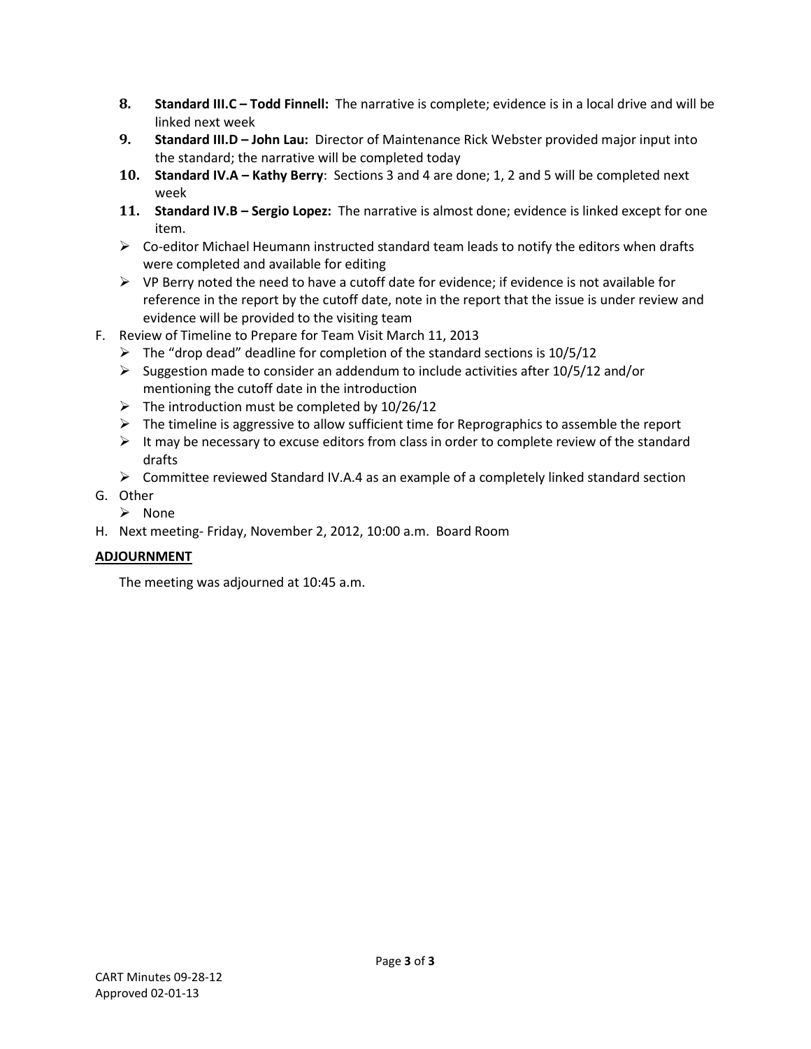8. **Standard III.C – Todd Finnell:** The narrative is complete; evidence is in a local drive and will be linked next week
9. **Standard III.D – John Lau:** Director of Maintenance Rick Webster provided major input into the standard; the narrative will be completed today
10. **Standard IV.A – Kathy Berry**: Sections 3 and 4 are done; 1, 2 and 5 will be completed next week
11. **Standard IV.B – Sergio Lopez:** The narrative is almost done; evidence is linked except for one item.

- Co-editor Michael Heumann instructed standard team leads to notify the editors when drafts were completed and available for editing
- VP Berry noted the need to have a cutoff date for evidence; if evidence is not available for reference in the report by the cutoff date, note in the report that the issue is under review and evidence will be provided to the visiting team

F. Review of Timeline to Prepare for Team Visit March 11, 2013
- The "drop dead" deadline for completion of the standard sections is 10/5/12
- Suggestion made to consider an addendum to include activities after 10/5/12 and/or mentioning the cutoff date in the introduction
- The introduction must be completed by 10/26/12
- The timeline is aggressive to allow sufficient time for Reprographics to assemble the report
- It may be necessary to excuse editors from class in order to complete review of the standard drafts
- Committee reviewed Standard IV.A.4 as an example of a completely linked standard section

G. Other
- None

H. Next meeting- Friday, November 2, 2012, 10:00 a.m. Board Room

**ADJOURNMENT**

The meeting was adjourned at 10:45 a.m.

CART Minutes 09-28-12
Approved 02-01-13